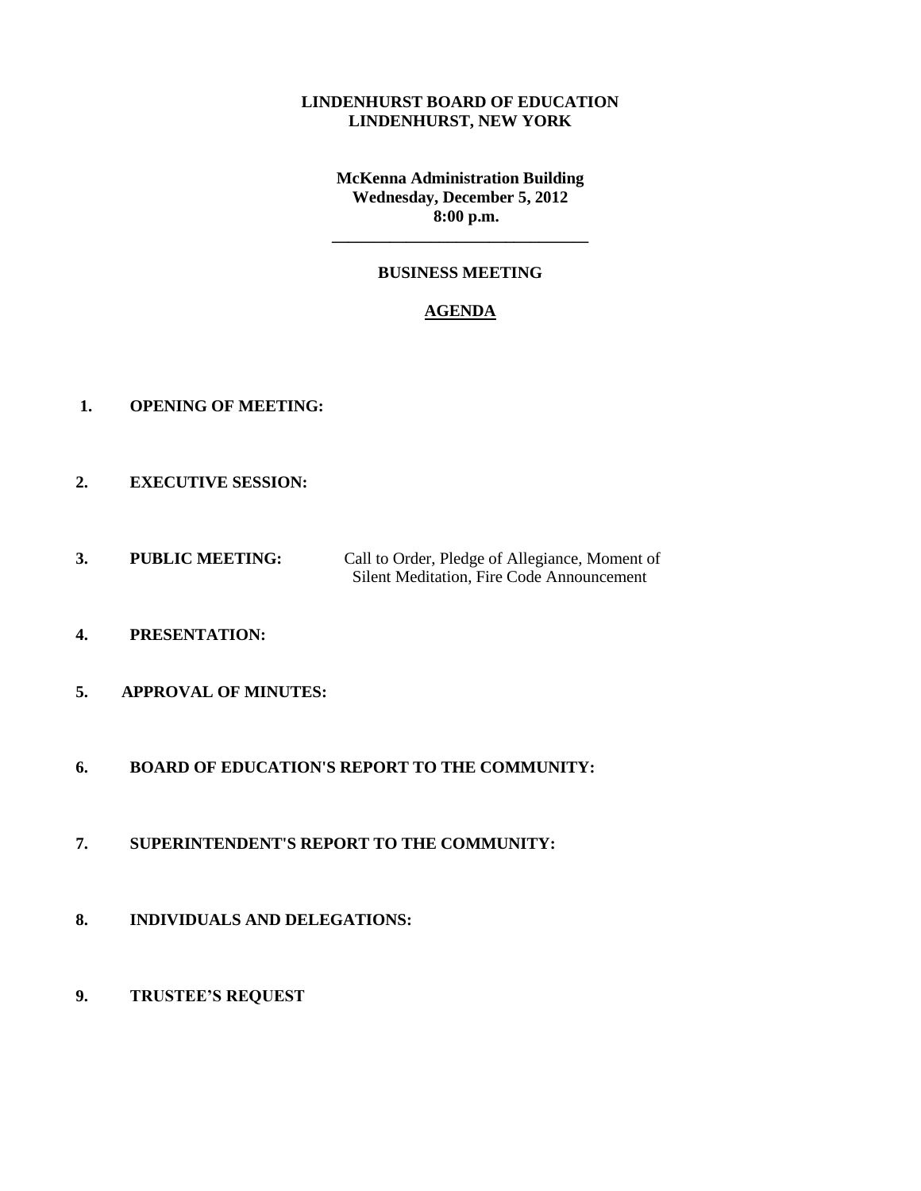**LINDENHURST BOARD OF EDUCATION**
**LINDENHURST, NEW YORK**

**McKenna Administration Building**
**Wednesday, December 5, 2012**
**8:00 p.m.**

---

## BUSINESS MEETING

## AGENDA

1. **OPENING OF MEETING:**

2. **EXECUTIVE SESSION:**

3. **PUBLIC MEETING:** Call to Order, Pledge of Allegiance, Moment of Silent Meditation, Fire Code Announcement

4. **PRESENTATION:**

5. **APPROVAL OF MINUTES:**

6. **BOARD OF EDUCATION'S REPORT TO THE COMMUNITY:**

7. **SUPERINTENDENT'S REPORT TO THE COMMUNITY:**

8. **INDIVIDUALS AND DELEGATIONS:**

9. **TRUSTEE'S REQUEST**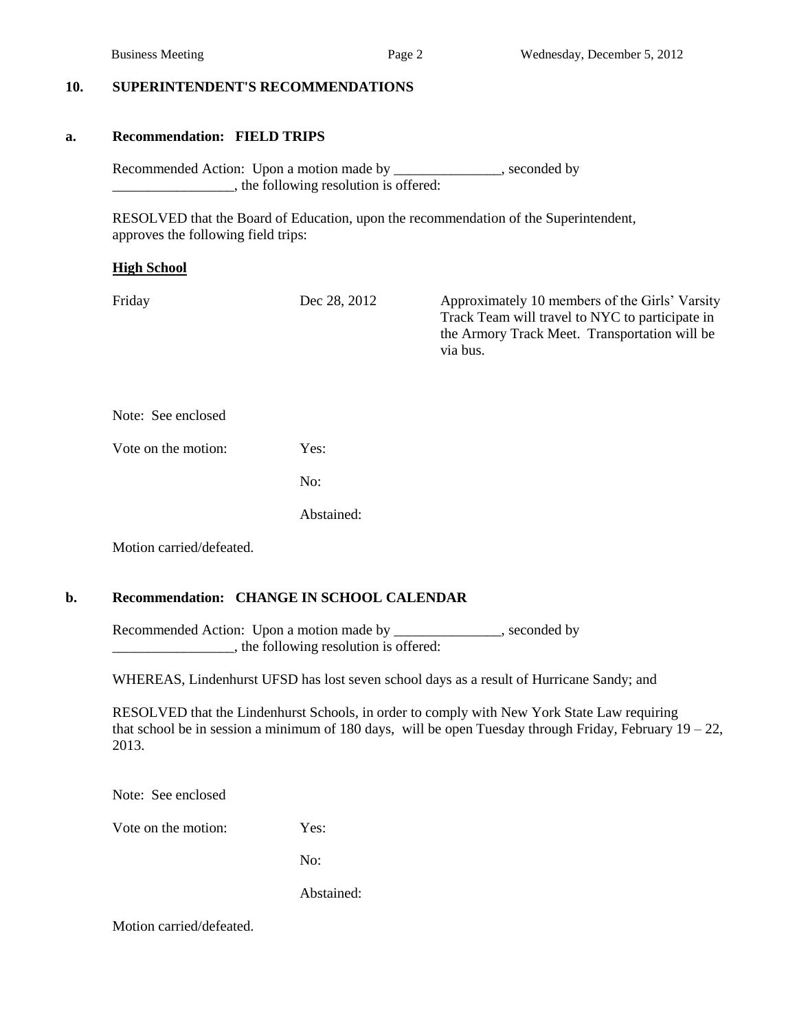## 10. SUPERINTENDENT'S RECOMMENDATIONS

### a. Recommendation: FIELD TRIPS

Recommended Action: Upon a motion made by _______________, seconded by _________________, the following resolution is offered:

RESOLVED that the Board of Education, upon the recommendation of the Superintendent, approves the following field trips:

**High School**

| | | |
|---|---|---|
| Friday | Dec 28, 2012 | Approximately 10 members of the Girls' Varsity Track Team will travel to NYC to participate in the Armory Track Meet. Transportation will be via bus. |

Note: See enclosed

Vote on the motion: Yes:

No:

Abstained:

Motion carried/defeated.

### b. Recommendation: CHANGE IN SCHOOL CALENDAR

Recommended Action: Upon a motion made by _______________, seconded by _________________, the following resolution is offered:

WHEREAS, Lindenhurst UFSD has lost seven school days as a result of Hurricane Sandy; and

RESOLVED that the Lindenhurst Schools, in order to comply with New York State Law requiring that school be in session a minimum of 180 days, will be open Tuesday through Friday, February 19 – 22, 2013.

Note: See enclosed

Vote on the motion: Yes:

No:

Abstained:

Motion carried/defeated.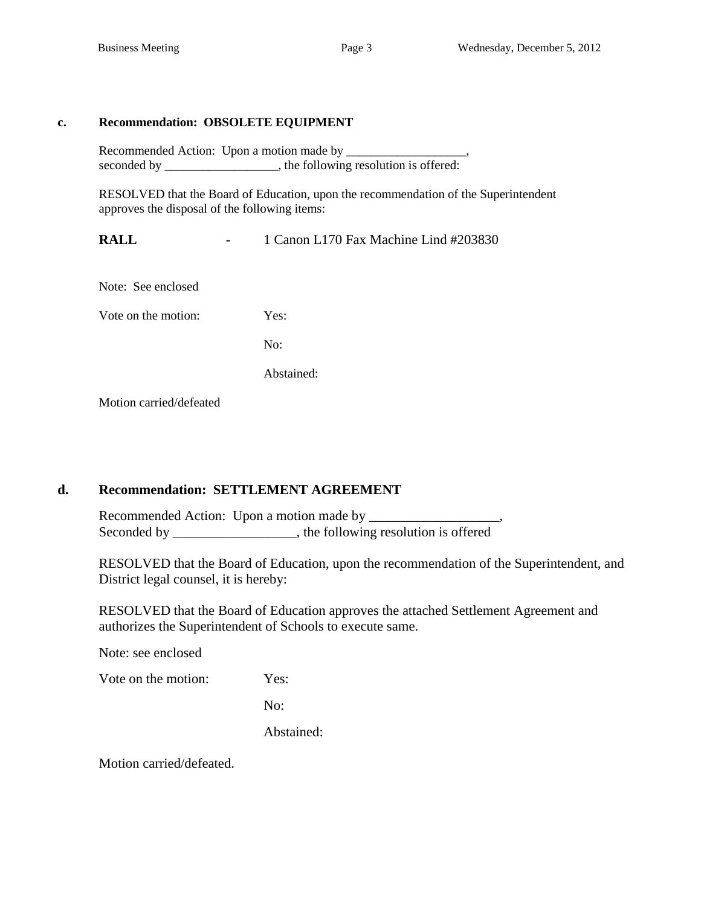**c. Recommendation: OBSOLETE EQUIPMENT**

Recommended Action: Upon a motion made by ___________________, seconded by __________________, the following resolution is offered:

RESOLVED that the Board of Education, upon the recommendation of the Superintendent approves the disposal of the following items:

**RALL** - 1 Canon L170 Fax Machine Lind #203830

Note: See enclosed

Vote on the motion: Yes:

No:

Abstained:

Motion carried/defeated

**d. Recommendation: SETTLEMENT AGREEMENT**

Recommended Action: Upon a motion made by ___________________, Seconded by __________________, the following resolution is offered

RESOLVED that the Board of Education, upon the recommendation of the Superintendent, and District legal counsel, it is hereby:

RESOLVED that the Board of Education approves the attached Settlement Agreement and authorizes the Superintendent of Schools to execute same.

Note: see enclosed

Vote on the motion: Yes:

No:

Abstained:

Motion carried/defeated.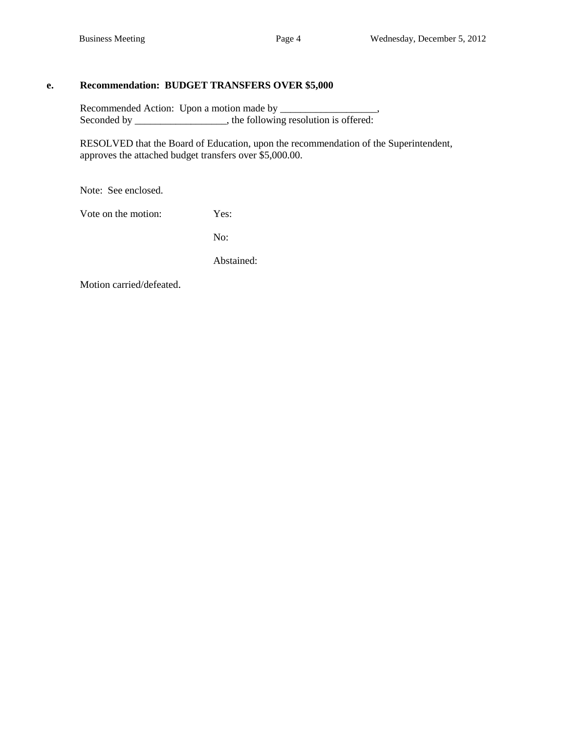**e. Recommendation: BUDGET TRANSFERS OVER $5,000**

Recommended Action: Upon a motion made by ___________________,
Seconded by __________________, the following resolution is offered:

RESOLVED that the Board of Education, upon the recommendation of the Superintendent, approves the attached budget transfers over $5,000.00.

Note: See enclosed.

Vote on the motion: Yes:

No:

Abstained:

Motion carried/defeated.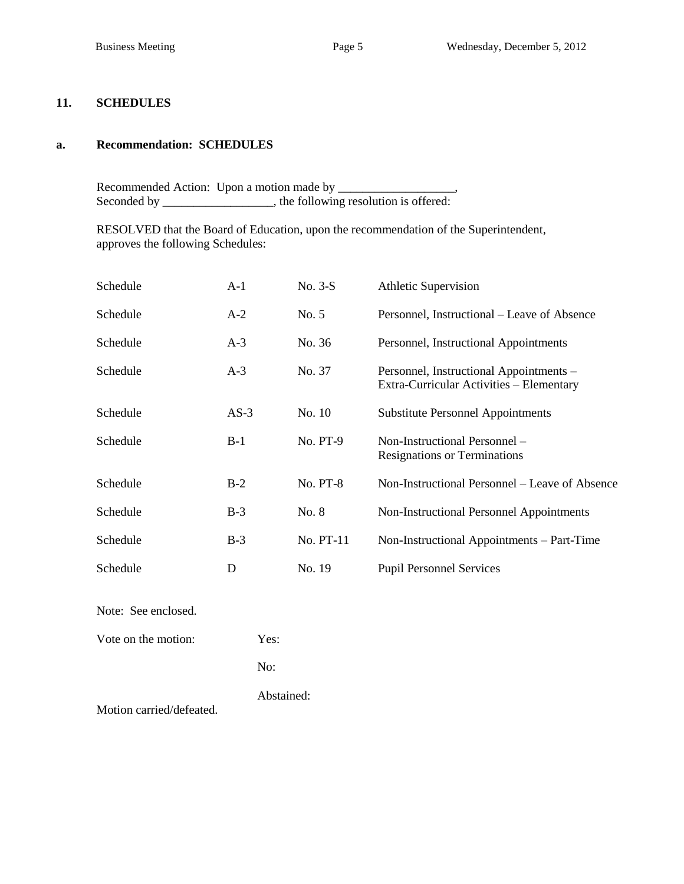## 11. SCHEDULES

### a. Recommendation: SCHEDULES

Recommended Action: Upon a motion made by ___________________,
Seconded by __________________, the following resolution is offered:

RESOLVED that the Board of Education, upon the recommendation of the Superintendent, approves the following Schedules:

| | | | |
|---|---|---|---|
| Schedule | A-1 | No. 3-S | Athletic Supervision |
| Schedule | A-2 | No. 5 | Personnel, Instructional – Leave of Absence |
| Schedule | A-3 | No. 36 | Personnel, Instructional Appointments |
| Schedule | A-3 | No. 37 | Personnel, Instructional Appointments – Extra-Curricular Activities – Elementary |
| Schedule | AS-3 | No. 10 | Substitute Personnel Appointments |
| Schedule | B-1 | No. PT-9 | Non-Instructional Personnel – Resignations or Terminations |
| Schedule | B-2 | No. PT-8 | Non-Instructional Personnel – Leave of Absence |
| Schedule | B-3 | No. 8 | Non-Instructional Personnel Appointments |
| Schedule | B-3 | No. PT-11 | Non-Instructional Appointments – Part-Time |
| Schedule | D | No. 19 | Pupil Personnel Services |

Note: See enclosed.

Vote on the motion: Yes:

No:

Abstained:

Motion carried/defeated.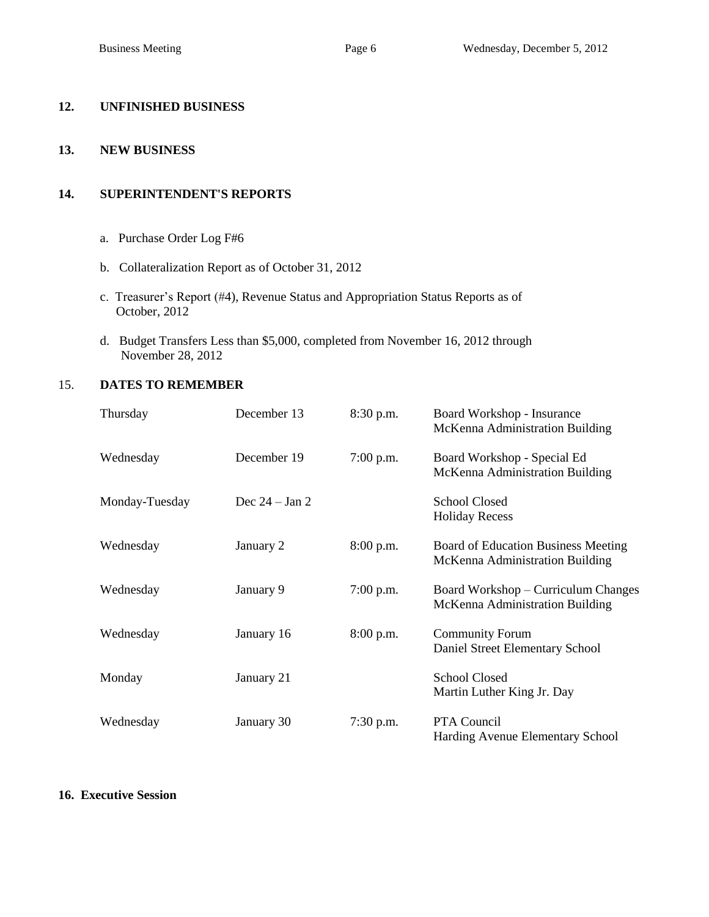## 12. UNFINISHED BUSINESS

## 13. NEW BUSINESS

## 14. SUPERINTENDENT'S REPORTS

a. Purchase Order Log F#6

b. Collateralization Report as of October 31, 2012

c. Treasurer's Report (#4), Revenue Status and Appropriation Status Reports as of October, 2012

d. Budget Transfers Less than $5,000, completed from November 16, 2012 through November 28, 2012

## 15. DATES TO REMEMBER

| | | | |
|---|---|---|---|
| Thursday | December 13 | 8:30 p.m. | Board Workshop - Insurance<br>McKenna Administration Building |
| Wednesday | December 19 | 7:00 p.m. | Board Workshop - Special Ed<br>McKenna Administration Building |
| Monday-Tuesday | Dec 24 – Jan 2 | | School Closed<br>Holiday Recess |
| Wednesday | January 2 | 8:00 p.m. | Board of Education Business Meeting<br>McKenna Administration Building |
| Wednesday | January 9 | 7:00 p.m. | Board Workshop – Curriculum Changes<br>McKenna Administration Building |
| Wednesday | January 16 | 8:00 p.m. | Community Forum<br>Daniel Street Elementary School |
| Monday | January 21 | | School Closed<br>Martin Luther King Jr. Day |
| Wednesday | January 30 | 7:30 p.m. | PTA Council<br>Harding Avenue Elementary School |

## 16. Executive Session